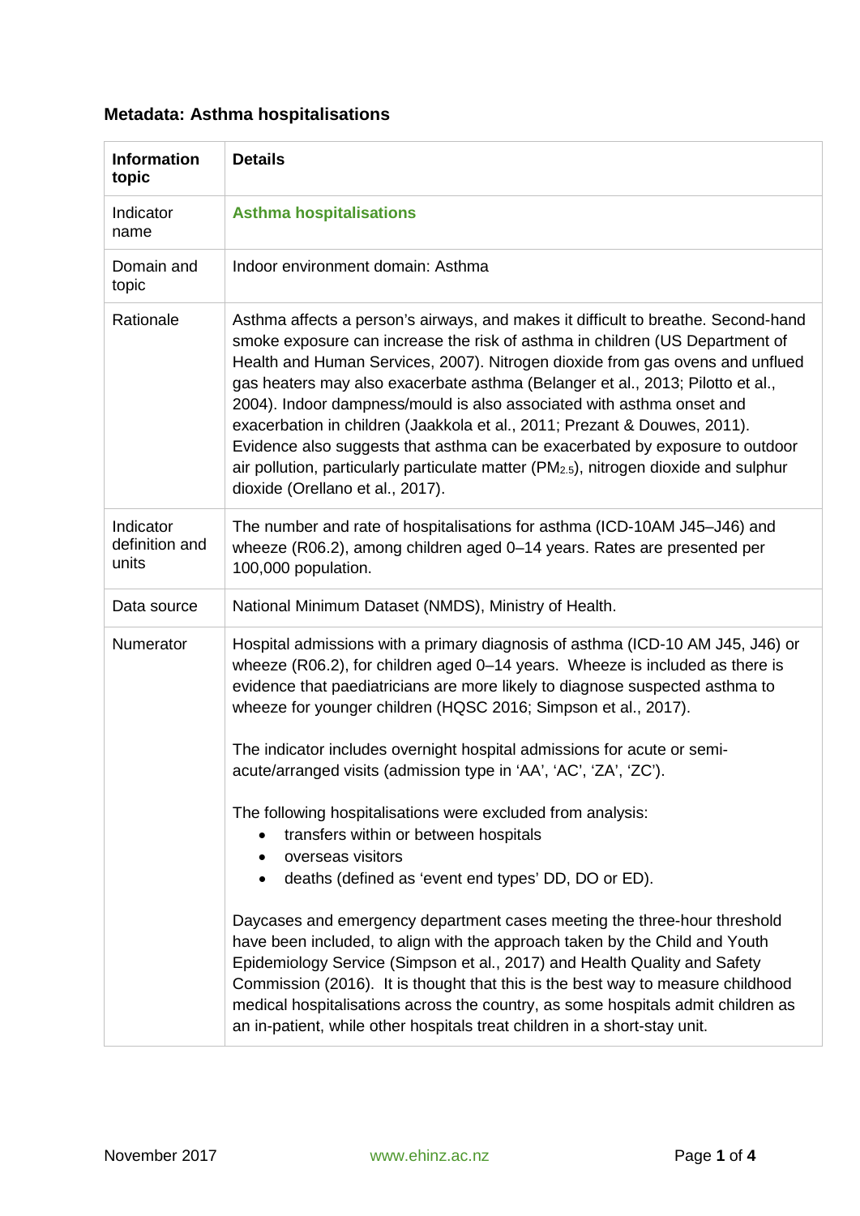## Metadata: Asthma hospitalisations

| Information topic | Details |
|---|---|
| Indicator name | **Asthma hospitalisations** |
| Domain and topic | Indoor environment domain: Asthma |
| Rationale | Asthma affects a person's airways, and makes it difficult to breathe. Second-hand smoke exposure can increase the risk of asthma in children (US Department of Health and Human Services, 2007). Nitrogen dioxide from gas ovens and unflued gas heaters may also exacerbate asthma (Belanger et al., 2013; Pilotto et al., 2004). Indoor dampness/mould is also associated with asthma onset and exacerbation in children (Jaakkola et al., 2011; Prezant & Douwes, 2011). Evidence also suggests that asthma can be exacerbated by exposure to outdoor air pollution, particularly particulate matter ($PM_{2.5}$), nitrogen dioxide and sulphur dioxide (Orellano et al., 2017). |
| Indicator definition and units | The number and rate of hospitalisations for asthma (ICD-10AM J45–J46) and wheeze (R06.2), among children aged 0–14 years. Rates are presented per 100,000 population. |
| Data source | National Minimum Dataset (NMDS), Ministry of Health. |
| Numerator | Hospital admissions with a primary diagnosis of asthma (ICD-10 AM J45, J46) or wheeze (R06.2), for children aged 0–14 years. Wheeze is included as there is evidence that paediatricians are more likely to diagnose suspected asthma to wheeze for younger children (HQSC 2016; Simpson et al., 2017).<br><br>The indicator includes overnight hospital admissions for acute or semi-acute/arranged visits (admission type in 'AA', 'AC', 'ZA', 'ZC').<br><br>The following hospitalisations were excluded from analysis:<br>• transfers within or between hospitals<br>• overseas visitors<br>• deaths (defined as 'event end types' DD, DO or ED).<br><br>Daycases and emergency department cases meeting the three-hour threshold have been included, to align with the approach taken by the Child and Youth Epidemiology Service (Simpson et al., 2017) and Health Quality and Safety Commission (2016). It is thought that this is the best way to measure childhood medical hospitalisations across the country, as some hospitals admit children as an in-patient, while other hospitals treat children in a short-stay unit. |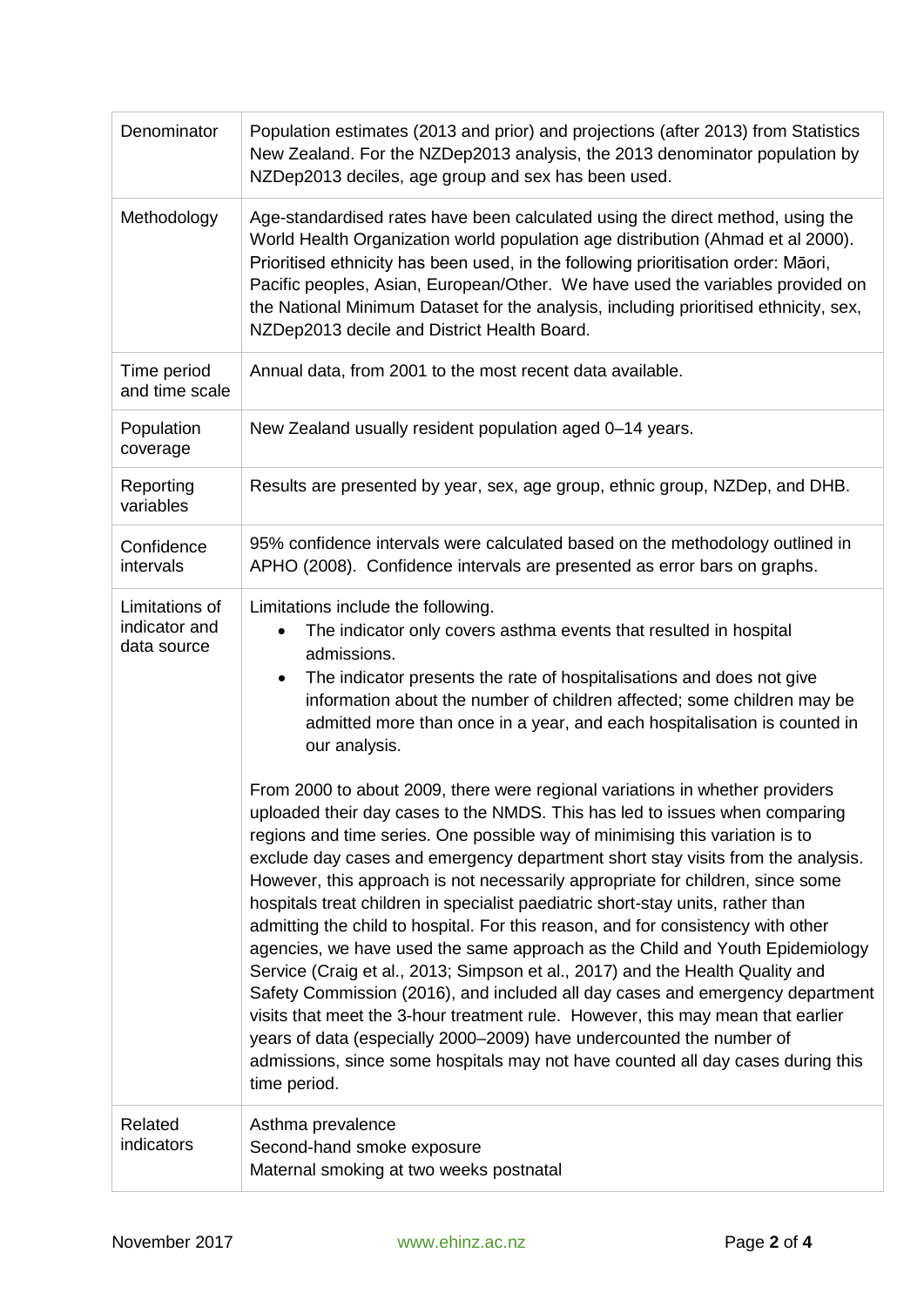| | |
|---|---|
| Denominator | Population estimates (2013 and prior) and projections (after 2013) from Statistics New Zealand. For the NZDep2013 analysis, the 2013 denominator population by NZDep2013 deciles, age group and sex has been used. |
| Methodology | Age-standardised rates have been calculated using the direct method, using the World Health Organization world population age distribution (Ahmad et al 2000). Prioritised ethnicity has been used, in the following prioritisation order: Māori, Pacific peoples, Asian, European/Other. We have used the variables provided on the National Minimum Dataset for the analysis, including prioritised ethnicity, sex, NZDep2013 decile and District Health Board. |
| Time period and time scale | Annual data, from 2001 to the most recent data available. |
| Population coverage | New Zealand usually resident population aged 0–14 years. |
| Reporting variables | Results are presented by year, sex, age group, ethnic group, NZDep, and DHB. |
| Confidence intervals | 95% confidence intervals were calculated based on the methodology outlined in APHO (2008). Confidence intervals are presented as error bars on graphs. |
| Limitations of indicator and data source | Limitations include the following.<br>• The indicator only covers asthma events that resulted in hospital admissions.<br>• The indicator presents the rate of hospitalisations and does not give information about the number of children affected; some children may be admitted more than once in a year, and each hospitalisation is counted in our analysis.<br><br>From 2000 to about 2009, there were regional variations in whether providers uploaded their day cases to the NMDS. This has led to issues when comparing regions and time series. One possible way of minimising this variation is to exclude day cases and emergency department short stay visits from the analysis. However, this approach is not necessarily appropriate for children, since some hospitals treat children in specialist paediatric short-stay units, rather than admitting the child to hospital. For this reason, and for consistency with other agencies, we have used the same approach as the Child and Youth Epidemiology Service (Craig et al., 2013; Simpson et al., 2017) and the Health Quality and Safety Commission (2016), and included all day cases and emergency department visits that meet the 3-hour treatment rule. However, this may mean that earlier years of data (especially 2000–2009) have undercounted the number of admissions, since some hospitals may not have counted all day cases during this time period. |
| Related indicators | Asthma prevalence<br>Second-hand smoke exposure<br>Maternal smoking at two weeks postnatal |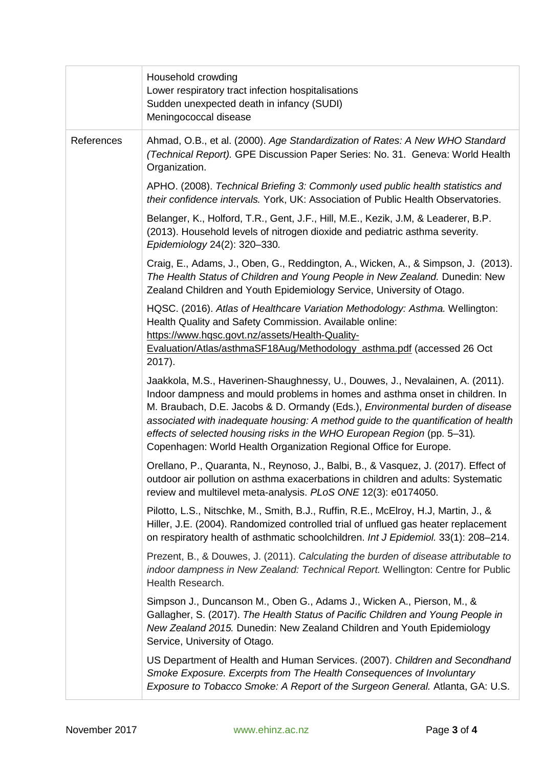| | |
|---|---|
| | Household crowding<br>Lower respiratory tract infection hospitalisations<br>Sudden unexpected death in infancy (SUDI)<br>Meningococcal disease |
| References | Ahmad, O.B., et al. (2000). *Age Standardization of Rates: A New WHO Standard (Technical Report).* GPE Discussion Paper Series: No. 31. Geneva: World Health Organization.<br><br>APHO. (2008). *Technical Briefing 3: Commonly used public health statistics and their confidence intervals.* York, UK: Association of Public Health Observatories.<br><br>Belanger, K., Holford, T.R., Gent, J.F., Hill, M.E., Kezik, J.M, & Leaderer, B.P. (2013). Household levels of nitrogen dioxide and pediatric asthma severity. *Epidemiology* 24(2): 320–330.<br><br>Craig, E., Adams, J., Oben, G., Reddington, A., Wicken, A., & Simpson, J. (2013). *The Health Status of Children and Young People in New Zealand.* Dunedin: New Zealand Children and Youth Epidemiology Service, University of Otago.<br><br>HQSC. (2016). *Atlas of Healthcare Variation Methodology: Asthma.* Wellington: Health Quality and Safety Commission. Available online: https://www.hqsc.govt.nz/assets/Health-Quality-Evaluation/Atlas/asthmaSF18Aug/Methodology_asthma.pdf (accessed 26 Oct 2017).<br><br>Jaakkola, M.S., Haverinen-Shaughnessy, U., Douwes, J., Nevalainen, A. (2011). Indoor dampness and mould problems in homes and asthma onset in children. In M. Braubach, D.E. Jacobs & D. Ormandy (Eds.), *Environmental burden of disease associated with inadequate housing: A method guide to the quantification of health effects of selected housing risks in the WHO European Region* (pp. 5–31). Copenhagen: World Health Organization Regional Office for Europe.<br><br>Orellano, P., Quaranta, N., Reynoso, J., Balbi, B., & Vasquez, J. (2017). Effect of outdoor air pollution on asthma exacerbations in children and adults: Systematic review and multilevel meta-analysis. *PLoS ONE* 12(3): e0174050.<br><br>Pilotto, L.S., Nitschke, M., Smith, B.J., Ruffin, R.E., McElroy, H.J, Martin, J., & Hiller, J.E. (2004). Randomized controlled trial of unflued gas heater replacement on respiratory health of asthmatic schoolchildren. *Int J Epidemiol.* 33(1): 208–214.<br><br>Prezent, B., & Douwes, J. (2011). *Calculating the burden of disease attributable to indoor dampness in New Zealand: Technical Report.* Wellington: Centre for Public Health Research.<br><br>Simpson J., Duncanson M., Oben G., Adams J., Wicken A., Pierson, M., & Gallagher, S. (2017). *The Health Status of Pacific Children and Young People in New Zealand 2015.* Dunedin: New Zealand Children and Youth Epidemiology Service, University of Otago.<br><br>US Department of Health and Human Services. (2007). *Children and Secondhand Smoke Exposure. Excerpts from The Health Consequences of Involuntary Exposure to Tobacco Smoke: A Report of the Surgeon General.* Atlanta, GA: U.S. |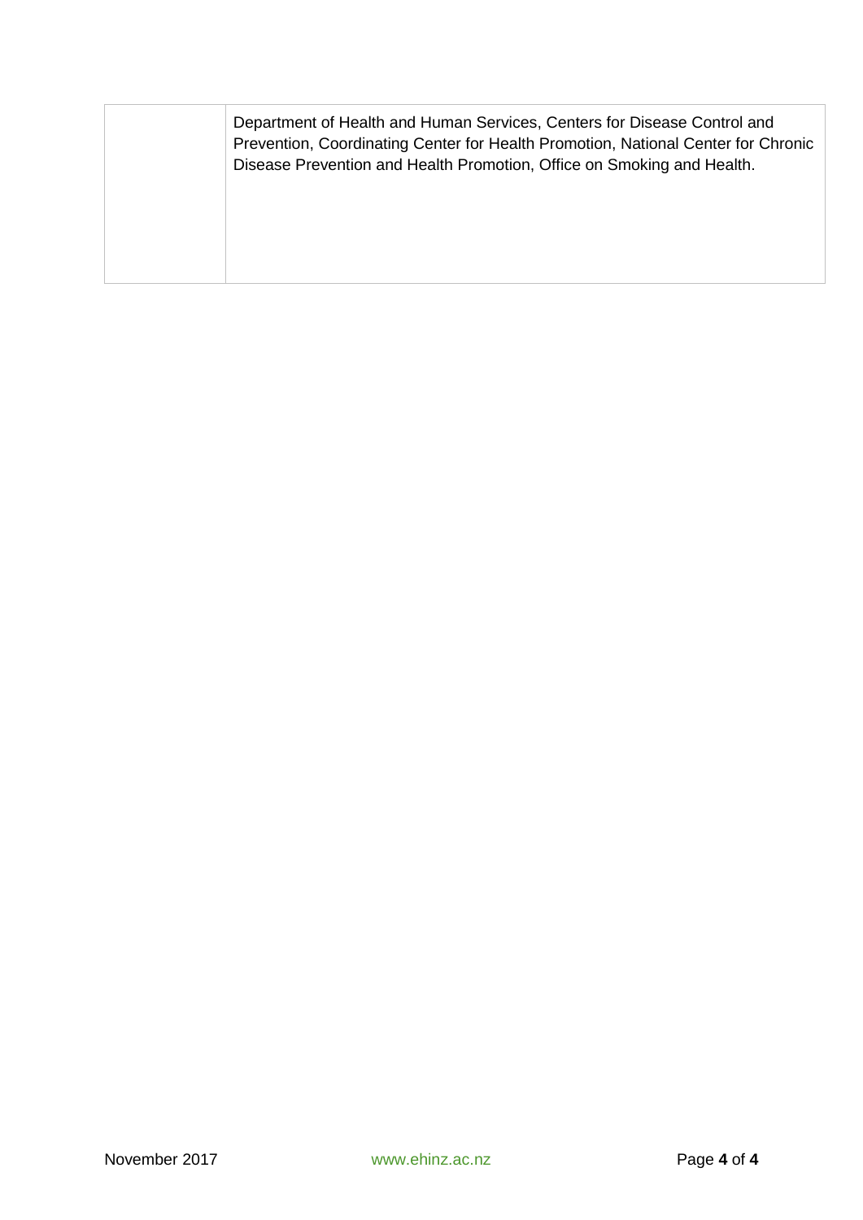| | |
|---|---|
| | Department of Health and Human Services, Centers for Disease Control and Prevention, Coordinating Center for Health Promotion, National Center for Chronic Disease Prevention and Health Promotion, Office on Smoking and Health. |